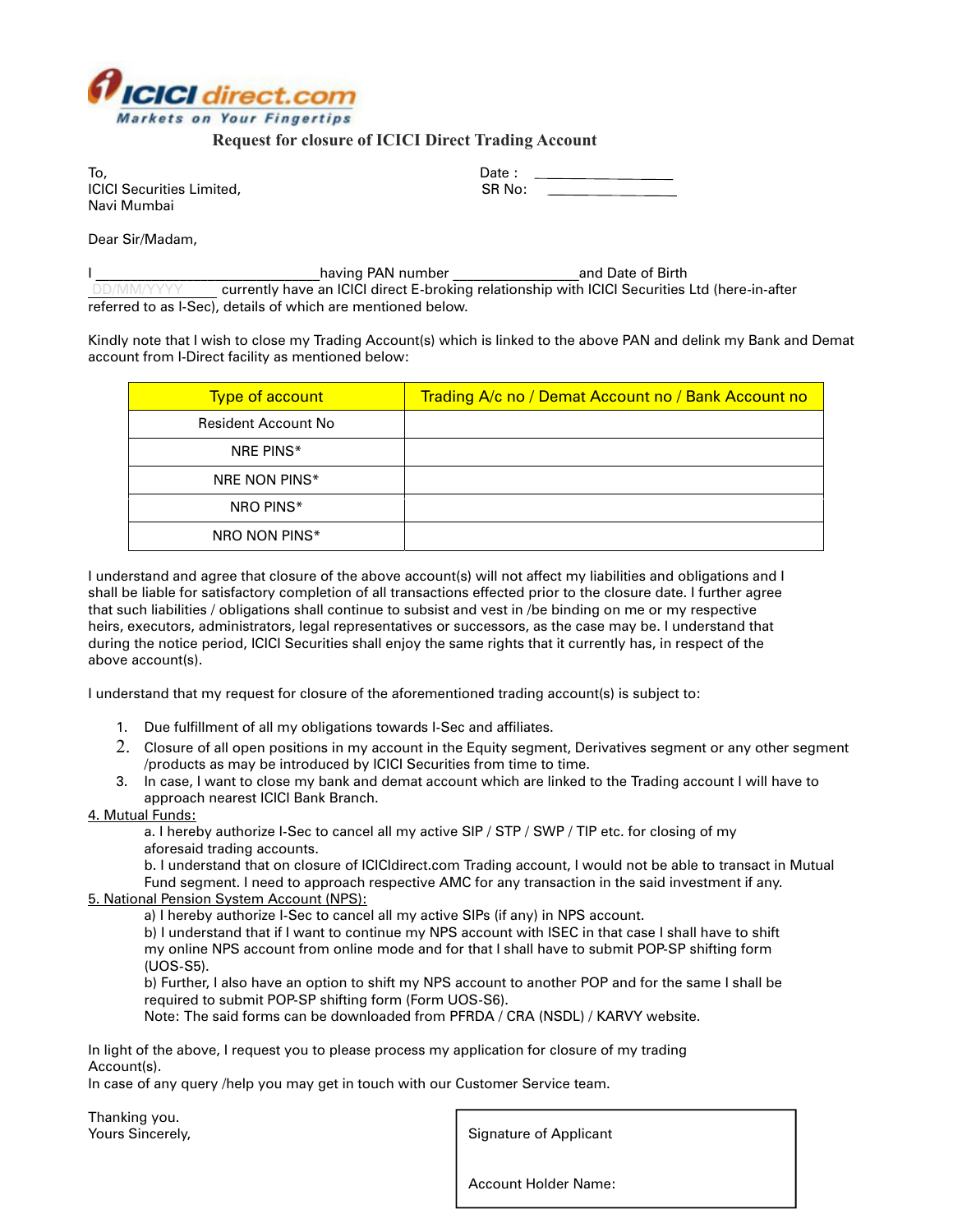ICICI direct.com
Markets on Your Fingertips

# Request for closure of ICICI Direct Trading Account

To,
ICICI Securities Limited,
Navi Mumbai

Date : ________________
SR No: ________________

Dear Sir/Madam,

I ____________________________ having PAN number ________________ and Date of Birth DD/MM/YYYY currently have an ICICI direct E-broking relationship with ICICI Securities Ltd (here-in-after referred to as I-Sec), details of which are mentioned below.

Kindly note that I wish to close my Trading Account(s) which is linked to the above PAN and delink my Bank and Demat account from I-Direct facility as mentioned below:

| Type of account | Trading A/c no / Demat Account no / Bank Account no |
| --- | --- |
| Resident Account No | |
| NRE PINS* | |
| NRE NON PINS* | |
| NRO PINS* | |
| NRO NON PINS* | |

I understand and agree that closure of the above account(s) will not affect my liabilities and obligations and I shall be liable for satisfactory completion of all transactions effected prior to the closure date. I further agree that such liabilities / obligations shall continue to subsist and vest in /be binding on me or my respective heirs, executors, administrators, legal representatives or successors, as the case may be. I understand that during the notice period, ICICI Securities shall enjoy the same rights that it currently has, in respect of the above account(s).

I understand that my request for closure of the aforementioned trading account(s) is subject to:

1. Due fulfillment of all my obligations towards I-Sec and affiliates.
2. Closure of all open positions in my account in the Equity segment, Derivatives segment or any other segment /products as may be introduced by ICICI Securities from time to time.
3. In case, I want to close my bank and demat account which are linked to the Trading account I will have to approach nearest ICICI Bank Branch.

4. Mutual Funds:
   a. I hereby authorize I-Sec to cancel all my active SIP / STP / SWP / TIP etc. for closing of my aforesaid trading accounts.
   b. I understand that on closure of ICICIdirect.com Trading account, I would not be able to transact in Mutual Fund segment. I need to approach respective AMC for any transaction in the said investment if any.

5. National Pension System Account (NPS):
   a) I hereby authorize I-Sec to cancel all my active SIPs (if any) in NPS account.
   b) I understand that if I want to continue my NPS account with ISEC in that case I shall have to shift my online NPS account from online mode and for that I shall have to submit POP-SP shifting form (UOS-S5).
   b) Further, I also have an option to shift my NPS account to another POP and for the same I shall be required to submit POP-SP shifting form (Form UOS-S6).
   Note: The said forms can be downloaded from PFRDA / CRA (NSDL) / KARVY website.

In light of the above, I request you to please process my application for closure of my trading Account(s).
In case of any query /help you may get in touch with our Customer Service team.

Thanking you.
Yours Sincerely,

Signature of Applicant

Account Holder Name: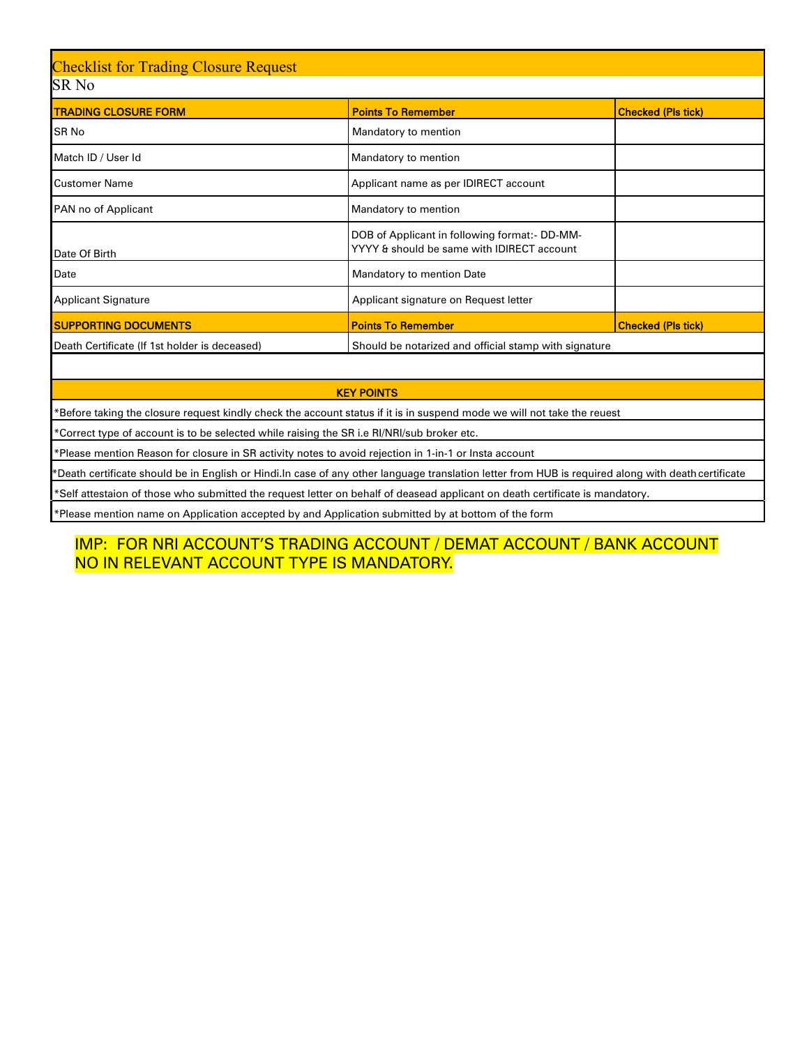# Checklist for Trading Closure Request

SR No

| TRADING CLOSURE FORM | Points To Remember | Checked (Pls tick) |
| --- | --- | --- |
| SR No | Mandatory to mention | |
| Match ID / User Id | Mandatory to mention | |
| Customer Name | Applicant name as per IDIRECT account | |
| PAN no of Applicant | Mandatory to mention | |
| Date Of Birth | DOB of Applicant in following format:- DD-MM-YYYY & should be same with IDIRECT account | |
| Date | Mandatory to mention Date | |
| Applicant Signature | Applicant signature on Request letter | |
| **SUPPORTING DOCUMENTS** | **Points To Remember** | **Checked (Pls tick)** |
| Death Certificate (If 1st holder is deceased) | Should be notarized and official stamp with signature | |

## KEY POINTS

*Before taking the closure request kindly check the account status if it is in suspend mode we will not take the reuest

*Correct type of account is to be selected while raising the SR i.e RI/NRI/sub broker etc.

*Please mention Reason for closure in SR activity notes to avoid rejection in 1-in-1 or Insta account

*Death certificate should be in English or Hindi.In case of any other language translation letter from HUB is required along with death certificate

*Self attestaion of those who submitted the request letter on behalf of deasead applicant on death certificate is mandatory.

*Please mention name on Application accepted by and Application submitted by at bottom of the form

IMP: FOR NRI ACCOUNT'S TRADING ACCOUNT / DEMAT ACCOUNT / BANK ACCOUNT NO IN RELEVANT ACCOUNT TYPE IS MANDATORY.